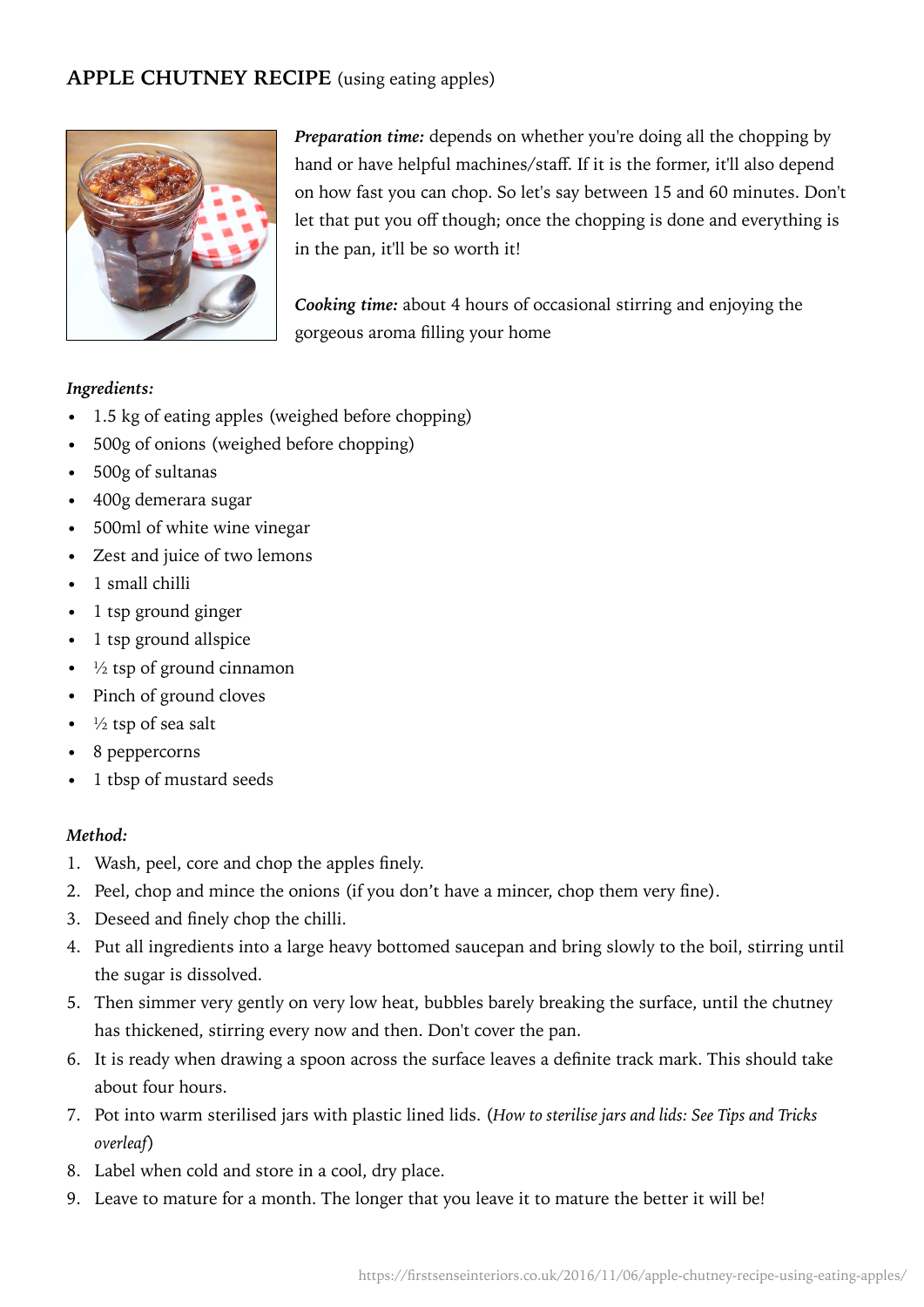# APPLE CHUTNEY RECIPE (using eating apples)

***Preparation time:*** depends on whether you're doing all the chopping by hand or have helpful machines/staff. If it is the former, it'll also depend on how fast you can chop. So let's say between 15 and 60 minutes. Don't let that put you off though; once the chopping is done and everything is in the pan, it'll be so worth it!

***Cooking time:*** about 4 hours of occasional stirring and enjoying the gorgeous aroma filling your home

***Ingredients:***

- 1.5 kg of eating apples (weighed before chopping)
- 500g of onions (weighed before chopping)
- 500g of sultanas
- 400g demerara sugar
- 500ml of white wine vinegar
- Zest and juice of two lemons
- 1 small chilli
- 1 tsp ground ginger
- 1 tsp ground allspice
- ½ tsp of ground cinnamon
- Pinch of ground cloves
- ½ tsp of sea salt
- 8 peppercorns
- 1 tbsp of mustard seeds

***Method:***

1. Wash, peel, core and chop the apples finely.
2. Peel, chop and mince the onions (if you don't have a mincer, chop them very fine).
3. Deseed and finely chop the chilli.
4. Put all ingredients into a large heavy bottomed saucepan and bring slowly to the boil, stirring until the sugar is dissolved.
5. Then simmer very gently on very low heat, bubbles barely breaking the surface, until the chutney has thickened, stirring every now and then. Don't cover the pan.
6. It is ready when drawing a spoon across the surface leaves a definite track mark. This should take about four hours.
7. Pot into warm sterilised jars with plastic lined lids. (*How to sterilise jars and lids: See Tips and Tricks overleaf*)
8. Label when cold and store in a cool, dry place.
9. Leave to mature for a month. The longer that you leave it to mature the better it will be!

https://firstsenseinteriors.co.uk/2016/11/06/apple-chutney-recipe-using-eating-apples/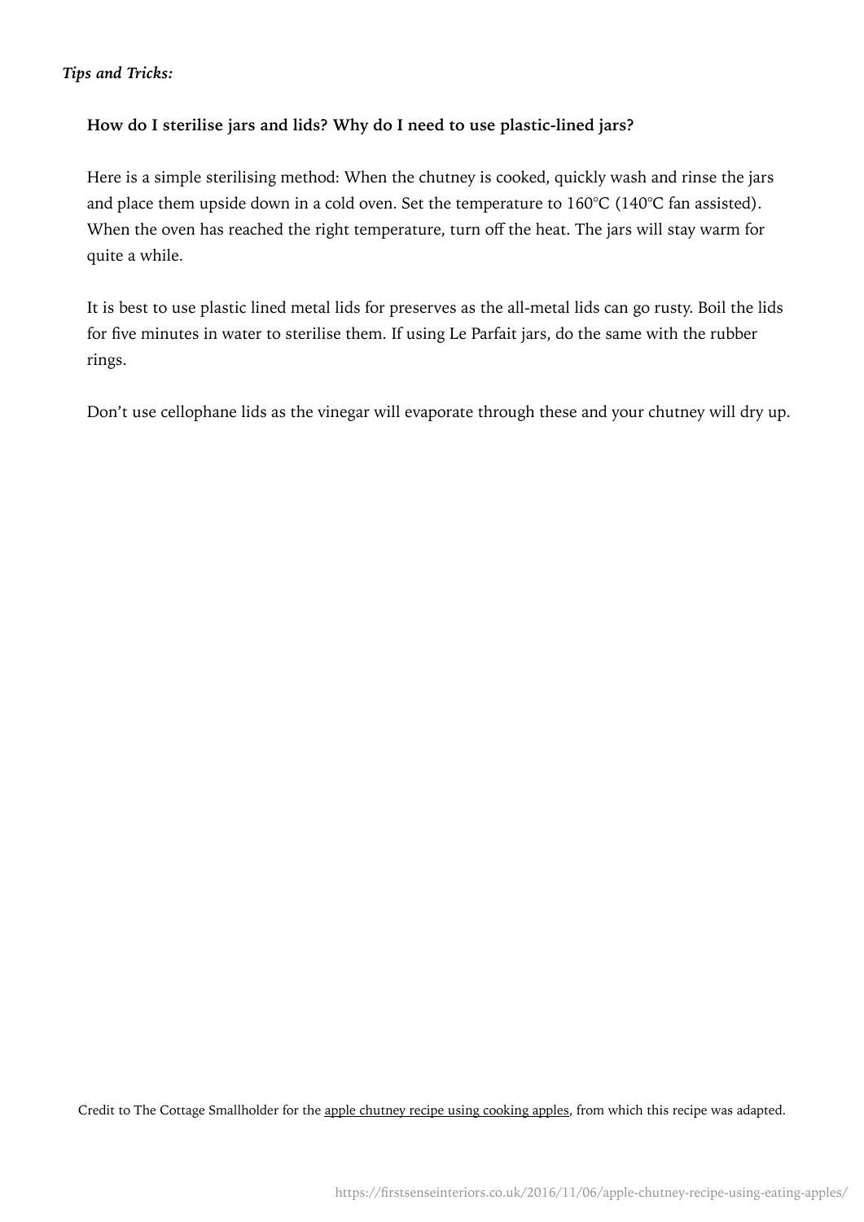***Tips and Tricks:***

**How do I sterilise jars and lids? Why do I need to use plastic-lined jars?**

Here is a simple sterilising method: When the chutney is cooked, quickly wash and rinse the jars and place them upside down in a cold oven. Set the temperature to 160°C (140°C fan assisted). When the oven has reached the right temperature, turn off the heat. The jars will stay warm for quite a while.

It is best to use plastic lined metal lids for preserves as the all-metal lids can go rusty. Boil the lids for five minutes in water to sterilise them. If using Le Parfait jars, do the same with the rubber rings.

Don't use cellophane lids as the vinegar will evaporate through these and your chutney will dry up.

Credit to The Cottage Smallholder for the apple chutney recipe using cooking apples, from which this recipe was adapted.